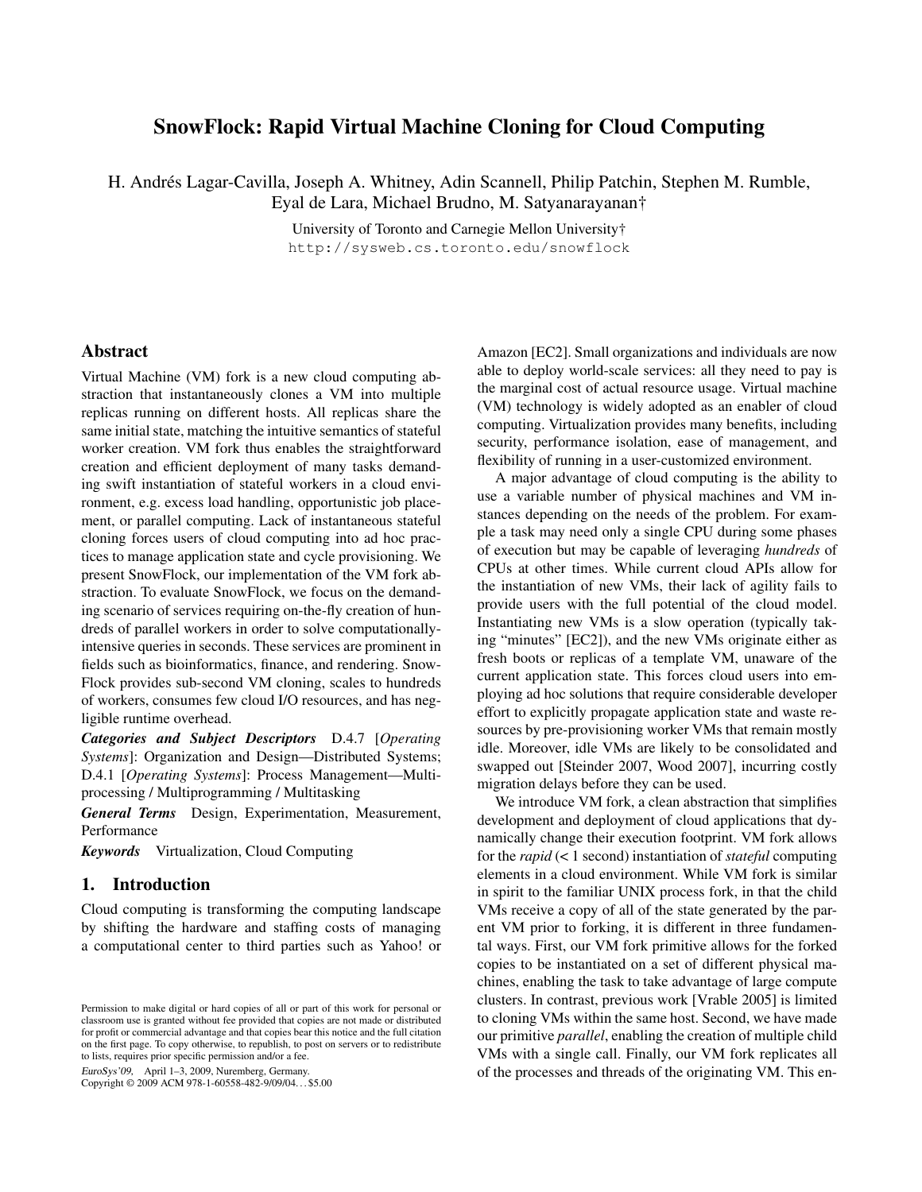# SnowFlock: Rapid Virtual Machine Cloning for Cloud Computing

H. Andrés Lagar-Cavilla, Joseph A. Whitney, Adin Scannell, Philip Patchin, Stephen M. Rumble, Eyal de Lara, Michael Brudno, M. Satyanarayanan†

University of Toronto and Carnegie Mellon University†

http://sysweb.cs.toronto.edu/snowflock

## Abstract

Virtual Machine (VM) fork is a new cloud computing abstraction that instantaneously clones a VM into multiple replicas running on different hosts. All replicas share the same initial state, matching the intuitive semantics of stateful worker creation. VM fork thus enables the straightforward creation and efficient deployment of many tasks demanding swift instantiation of stateful workers in a cloud environment, e.g. excess load handling, opportunistic job placement, or parallel computing. Lack of instantaneous stateful cloning forces users of cloud computing into ad hoc practices to manage application state and cycle provisioning. We present SnowFlock, our implementation of the VM fork abstraction. To evaluate SnowFlock, we focus on the demanding scenario of services requiring on-the-fly creation of hundreds of parallel workers in order to solve computationally-intensive queries in seconds. These services are prominent in fields such as bioinformatics, finance, and rendering. SnowFlock provides sub-second VM cloning, scales to hundreds of workers, consumes few cloud I/O resources, and has negligible runtime overhead.

***Categories and Subject Descriptors*** D.4.7 [*Operating Systems*]: Organization and Design—Distributed Systems; D.4.1 [*Operating Systems*]: Process Management—Multiprocessing / Multiprogramming / Multitasking

***General Terms*** Design, Experimentation, Measurement, Performance

***Keywords*** Virtualization, Cloud Computing

## 1. Introduction

Cloud computing is transforming the computing landscape by shifting the hardware and staffing costs of managing a computational center to third parties such as Yahoo! or Amazon [EC2]. Small organizations and individuals are now able to deploy world-scale services: all they need to pay is the marginal cost of actual resource usage. Virtual machine (VM) technology is widely adopted as an enabler of cloud computing. Virtualization provides many benefits, including security, performance isolation, ease of management, and flexibility of running in a user-customized environment.

A major advantage of cloud computing is the ability to use a variable number of physical machines and VM instances depending on the needs of the problem. For example a task may need only a single CPU during some phases of execution but may be capable of leveraging *hundreds* of CPUs at other times. While current cloud APIs allow for the instantiation of new VMs, their lack of agility fails to provide users with the full potential of the cloud model. Instantiating new VMs is a slow operation (typically taking "minutes" [EC2]), and the new VMs originate either as fresh boots or replicas of a template VM, unaware of the current application state. This forces cloud users into employing ad hoc solutions that require considerable developer effort to explicitly propagate application state and waste resources by pre-provisioning worker VMs that remain mostly idle. Moreover, idle VMs are likely to be consolidated and swapped out [Steinder 2007, Wood 2007], incurring costly migration delays before they can be used.

We introduce VM fork, a clean abstraction that simplifies development and deployment of cloud applications that dynamically change their execution footprint. VM fork allows for the *rapid* (< 1 second) instantiation of *stateful* computing elements in a cloud environment. While VM fork is similar in spirit to the familiar UNIX process fork, in that the child VMs receive a copy of all of the state generated by the parent VM prior to forking, it is different in three fundamental ways. First, our VM fork primitive allows for the forked copies to be instantiated on a set of different physical machines, enabling the task to take advantage of large compute clusters. In contrast, previous work [Vrable 2005] is limited to cloning VMs within the same host. Second, we have made our primitive *parallel*, enabling the creation of multiple child VMs with a single call. Finally, our VM fork replicates all of the processes and threads of the originating VM. This en-

Permission to make digital or hard copies of all or part of this work for personal or classroom use is granted without fee provided that copies are not made or distributed for profit or commercial advantage and that copies bear this notice and the full citation on the first page. To copy otherwise, to republish, to post on servers or to redistribute to lists, requires prior specific permission and/or a fee.

*EuroSys'09,* April 1–3, 2009, Nuremberg, Germany.
Copyright © 2009 ACM 978-1-60558-482-9/09/04... $5.00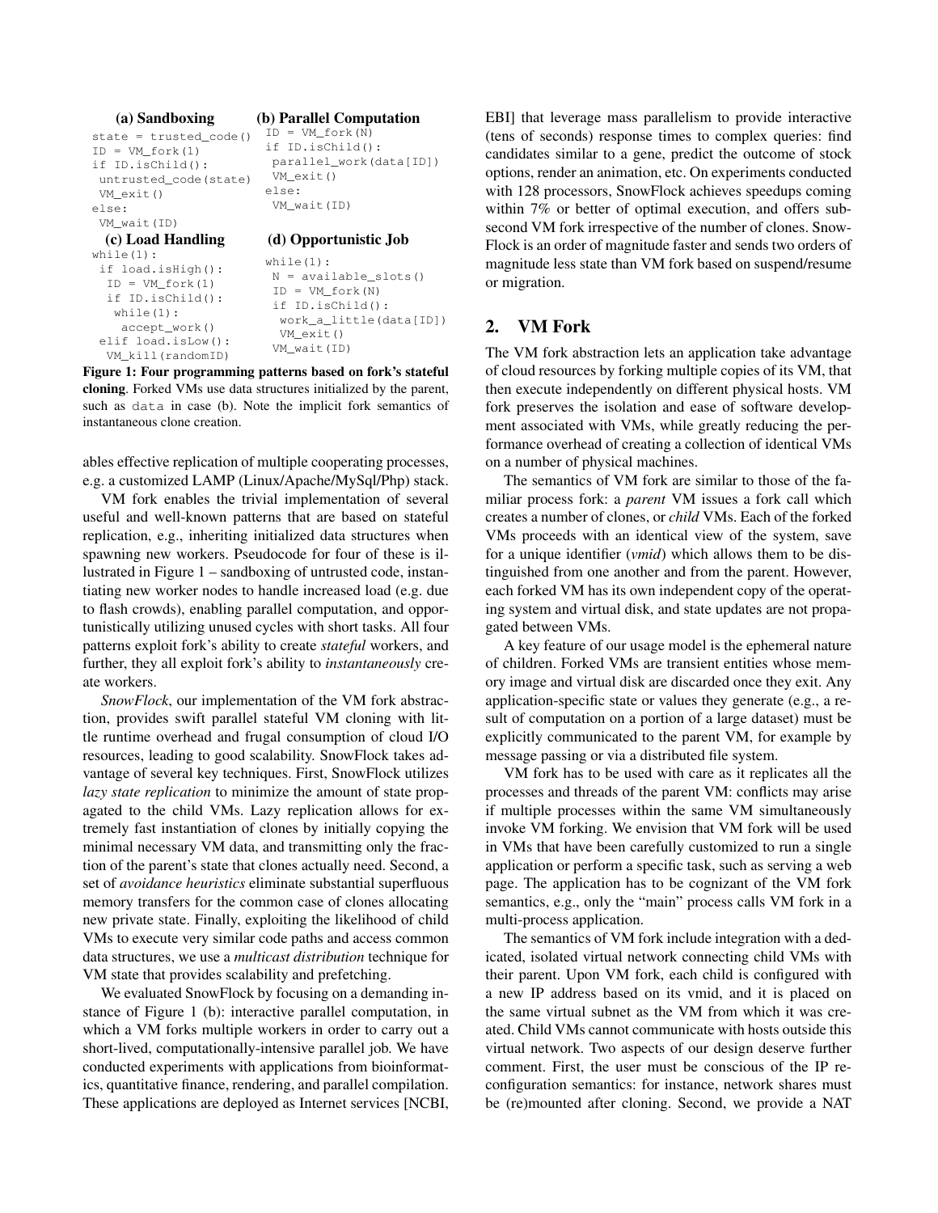**(a) Sandboxing**

```
state = trusted_code()
ID = VM_fork(1)
if ID.isChild():
 untrusted_code(state)
 VM_exit()
else:
 VM_wait(ID)
```

**(b) Parallel Computation**

```
ID = VM_fork(N)
if ID.isChild():
 parallel_work(data[ID])
 VM_exit()
else:
 VM_wait(ID)
```

**(c) Load Handling**

```
while(1):
 if load.isHigh():
  ID = VM_fork(1)
  if ID.isChild():
   while(1):
    accept_work()
 elif load.isLow():
  VM_kill(randomID)
```

**(d) Opportunistic Job**

```
while(1):
 N = available_slots()
 ID = VM_fork(N)
 if ID.isChild():
  work_a_little(data[ID])
  VM_exit()
 VM_wait(ID)
```

**Figure 1: Four programming patterns based on fork's stateful cloning**. Forked VMs use data structures initialized by the parent, such as data in case (b). Note the implicit fork semantics of instantaneous clone creation.

ables effective replication of multiple cooperating processes, e.g. a customized LAMP (Linux/Apache/MySql/Php) stack.

VM fork enables the trivial implementation of several useful and well-known patterns that are based on stateful replication, e.g., inheriting initialized data structures when spawning new workers. Pseudocode for four of these is illustrated in Figure 1 – sandboxing of untrusted code, instantiating new worker nodes to handle increased load (e.g. due to flash crowds), enabling parallel computation, and opportunistically utilizing unused cycles with short tasks. All four patterns exploit fork's ability to create *stateful* workers, and further, they all exploit fork's ability to *instantaneously* create workers.

*SnowFlock*, our implementation of the VM fork abstraction, provides swift parallel stateful VM cloning with little runtime overhead and frugal consumption of cloud I/O resources, leading to good scalability. SnowFlock takes advantage of several key techniques. First, SnowFlock utilizes *lazy state replication* to minimize the amount of state propagated to the child VMs. Lazy replication allows for extremely fast instantiation of clones by initially copying the minimal necessary VM data, and transmitting only the fraction of the parent's state that clones actually need. Second, a set of *avoidance heuristics* eliminate substantial superfluous memory transfers for the common case of clones allocating new private state. Finally, exploiting the likelihood of child VMs to execute very similar code paths and access common data structures, we use a *multicast distribution* technique for VM state that provides scalability and prefetching.

We evaluated SnowFlock by focusing on a demanding instance of Figure 1 (b): interactive parallel computation, in which a VM forks multiple workers in order to carry out a short-lived, computationally-intensive parallel job. We have conducted experiments with applications from bioinformatics, quantitative finance, rendering, and parallel compilation. These applications are deployed as Internet services [NCBI, EBI] that leverage mass parallelism to provide interactive (tens of seconds) response times to complex queries: find candidates similar to a gene, predict the outcome of stock options, render an animation, etc. On experiments conducted with 128 processors, SnowFlock achieves speedups coming within 7% or better of optimal execution, and offers subsecond VM fork irrespective of the number of clones. SnowFlock is an order of magnitude faster and sends two orders of magnitude less state than VM fork based on suspend/resume or migration.

## 2. VM Fork

The VM fork abstraction lets an application take advantage of cloud resources by forking multiple copies of its VM, that then execute independently on different physical hosts. VM fork preserves the isolation and ease of software development associated with VMs, while greatly reducing the performance overhead of creating a collection of identical VMs on a number of physical machines.

The semantics of VM fork are similar to those of the familiar process fork: a *parent* VM issues a fork call which creates a number of clones, or *child* VMs. Each of the forked VMs proceeds with an identical view of the system, save for a unique identifier (*vmid*) which allows them to be distinguished from one another and from the parent. However, each forked VM has its own independent copy of the operating system and virtual disk, and state updates are not propagated between VMs.

A key feature of our usage model is the ephemeral nature of children. Forked VMs are transient entities whose memory image and virtual disk are discarded once they exit. Any application-specific state or values they generate (e.g., a result of computation on a portion of a large dataset) must be explicitly communicated to the parent VM, for example by message passing or via a distributed file system.

VM fork has to be used with care as it replicates all the processes and threads of the parent VM: conflicts may arise if multiple processes within the same VM simultaneously invoke VM forking. We envision that VM fork will be used in VMs that have been carefully customized to run a single application or perform a specific task, such as serving a web page. The application has to be cognizant of the VM fork semantics, e.g., only the "main" process calls VM fork in a multi-process application.

The semantics of VM fork include integration with a dedicated, isolated virtual network connecting child VMs with their parent. Upon VM fork, each child is configured with a new IP address based on its vmid, and it is placed on the same virtual subnet as the VM from which it was created. Child VMs cannot communicate with hosts outside this virtual network. Two aspects of our design deserve further comment. First, the user must be conscious of the IP reconfiguration semantics: for instance, network shares must be (re)mounted after cloning. Second, we provide a NAT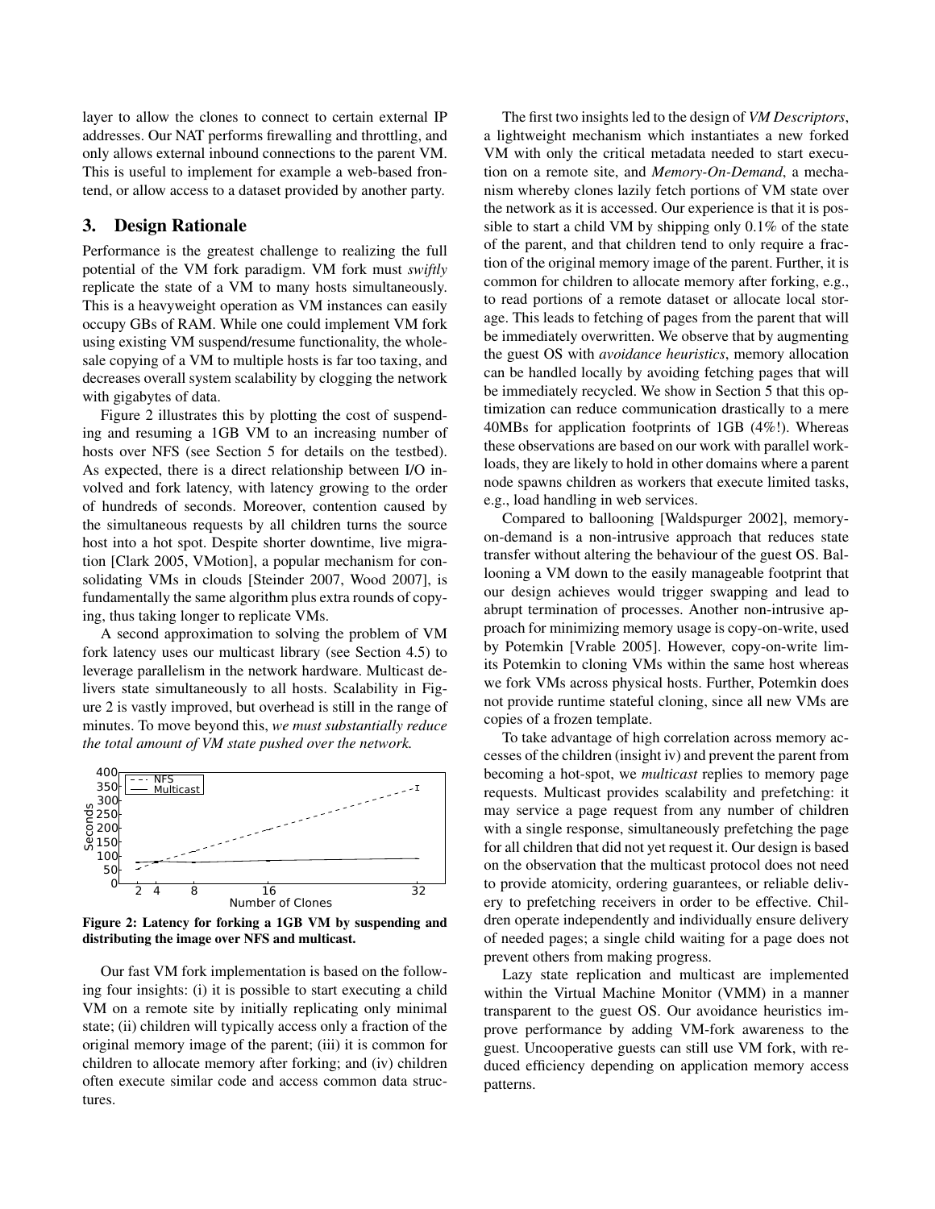layer to allow the clones to connect to certain external IP addresses. Our NAT performs firewalling and throttling, and only allows external inbound connections to the parent VM. This is useful to implement for example a web-based frontend, or allow access to a dataset provided by another party.

## 3. Design Rationale

Performance is the greatest challenge to realizing the full potential of the VM fork paradigm. VM fork must *swiftly* replicate the state of a VM to many hosts simultaneously. This is a heavyweight operation as VM instances can easily occupy GBs of RAM. While one could implement VM fork using existing VM suspend/resume functionality, the wholesale copying of a VM to multiple hosts is far too taxing, and decreases overall system scalability by clogging the network with gigabytes of data.

Figure 2 illustrates this by plotting the cost of suspending and resuming a 1GB VM to an increasing number of hosts over NFS (see Section 5 for details on the testbed). As expected, there is a direct relationship between I/O involved and fork latency, with latency growing to the order of hundreds of seconds. Moreover, contention caused by the simultaneous requests by all children turns the source host into a hot spot. Despite shorter downtime, live migration [Clark 2005, VMotion], a popular mechanism for consolidating VMs in clouds [Steinder 2007, Wood 2007], is fundamentally the same algorithm plus extra rounds of copying, thus taking longer to replicate VMs.

A second approximation to solving the problem of VM fork latency uses our multicast library (see Section 4.5) to leverage parallelism in the network hardware. Multicast delivers state simultaneously to all hosts. Scalability in Figure 2 is vastly improved, but overhead is still in the range of minutes. To move beyond this, *we must substantially reduce the total amount of VM state pushed over the network.*

NFS
Multicast
Seconds
0
50
100
150
200
250
300
350
400
2 4 8 16 32
Number of Clones

**Figure 2: Latency for forking a 1GB VM by suspending and distributing the image over NFS and multicast.**

Our fast VM fork implementation is based on the following four insights: (i) it is possible to start executing a child VM on a remote site by initially replicating only minimal state; (ii) children will typically access only a fraction of the original memory image of the parent; (iii) it is common for children to allocate memory after forking; and (iv) children often execute similar code and access common data structures.

The first two insights led to the design of *VM Descriptors*, a lightweight mechanism which instantiates a new forked VM with only the critical metadata needed to start execution on a remote site, and *Memory-On-Demand*, a mechanism whereby clones lazily fetch portions of VM state over the network as it is accessed. Our experience is that it is possible to start a child VM by shipping only 0.1% of the state of the parent, and that children tend to only require a fraction of the original memory image of the parent. Further, it is common for children to allocate memory after forking, e.g., to read portions of a remote dataset or allocate local storage. This leads to fetching of pages from the parent that will be immediately overwritten. We observe that by augmenting the guest OS with *avoidance heuristics*, memory allocation can be handled locally by avoiding fetching pages that will be immediately recycled. We show in Section 5 that this optimization can reduce communication drastically to a mere 40MBs for application footprints of 1GB (4%!). Whereas these observations are based on our work with parallel workloads, they are likely to hold in other domains where a parent node spawns children as workers that execute limited tasks, e.g., load handling in web services.

Compared to ballooning [Waldspurger 2002], memory-on-demand is a non-intrusive approach that reduces state transfer without altering the behaviour of the guest OS. Ballooning a VM down to the easily manageable footprint that our design achieves would trigger swapping and lead to abrupt termination of processes. Another non-intrusive approach for minimizing memory usage is copy-on-write, used by Potemkin [Vrable 2005]. However, copy-on-write limits Potemkin to cloning VMs within the same host whereas we fork VMs across physical hosts. Further, Potemkin does not provide runtime stateful cloning, since all new VMs are copies of a frozen template.

To take advantage of high correlation across memory accesses of the children (insight iv) and prevent the parent from becoming a hot-spot, we *multicast* replies to memory page requests. Multicast provides scalability and prefetching: it may service a page request from any number of children with a single response, simultaneously prefetching the page for all children that did not yet request it. Our design is based on the observation that the multicast protocol does not need to provide atomicity, ordering guarantees, or reliable delivery to prefetching receivers in order to be effective. Children operate independently and individually ensure delivery of needed pages; a single child waiting for a page does not prevent others from making progress.

Lazy state replication and multicast are implemented within the Virtual Machine Monitor (VMM) in a manner transparent to the guest OS. Our avoidance heuristics improve performance by adding VM-fork awareness to the guest. Uncooperative guests can still use VM fork, with reduced efficiency depending on application memory access patterns.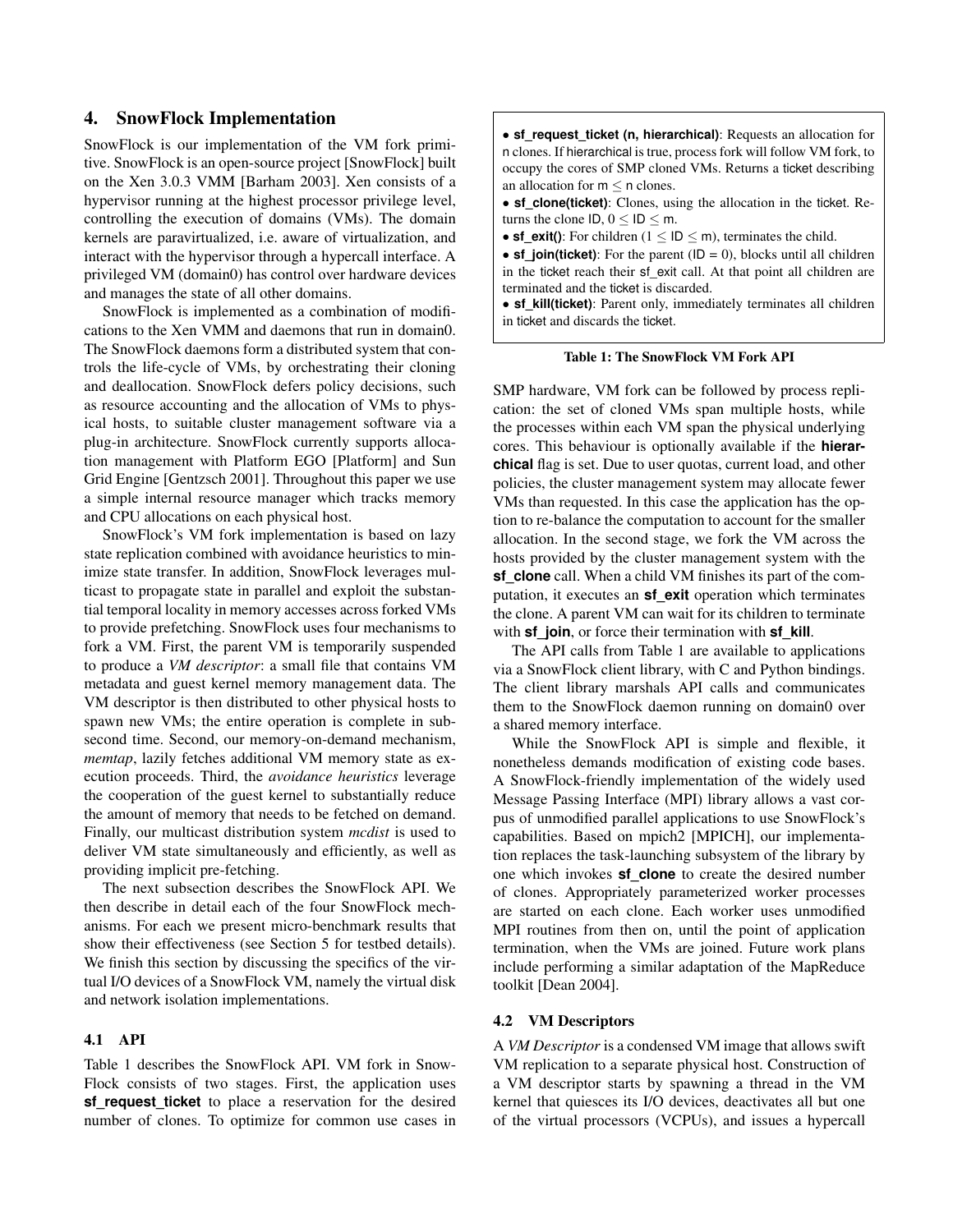## 4. SnowFlock Implementation

SnowFlock is our implementation of the VM fork primitive. SnowFlock is an open-source project [SnowFlock] built on the Xen 3.0.3 VMM [Barham 2003]. Xen consists of a hypervisor running at the highest processor privilege level, controlling the execution of domains (VMs). The domain kernels are paravirtualized, i.e. aware of virtualization, and interact with the hypervisor through a hypercall interface. A privileged VM (domain0) has control over hardware devices and manages the state of all other domains.

SnowFlock is implemented as a combination of modifications to the Xen VMM and daemons that run in domain0. The SnowFlock daemons form a distributed system that controls the life-cycle of VMs, by orchestrating their cloning and deallocation. SnowFlock defers policy decisions, such as resource accounting and the allocation of VMs to physical hosts, to suitable cluster management software via a plug-in architecture. SnowFlock currently supports allocation management with Platform EGO [Platform] and Sun Grid Engine [Gentzsch 2001]. Throughout this paper we use a simple internal resource manager which tracks memory and CPU allocations on each physical host.

SnowFlock's VM fork implementation is based on lazy state replication combined with avoidance heuristics to minimize state transfer. In addition, SnowFlock leverages multicast to propagate state in parallel and exploit the substantial temporal locality in memory accesses across forked VMs to provide prefetching. SnowFlock uses four mechanisms to fork a VM. First, the parent VM is temporarily suspended to produce a *VM descriptor*: a small file that contains VM metadata and guest kernel memory management data. The VM descriptor is then distributed to other physical hosts to spawn new VMs; the entire operation is complete in subsecond time. Second, our memory-on-demand mechanism, *memtap*, lazily fetches additional VM memory state as execution proceeds. Third, the *avoidance heuristics* leverage the cooperation of the guest kernel to substantially reduce the amount of memory that needs to be fetched on demand. Finally, our multicast distribution system *mcdist* is used to deliver VM state simultaneously and efficiently, as well as providing implicit pre-fetching.

The next subsection describes the SnowFlock API. We then describe in detail each of the four SnowFlock mechanisms. For each we present micro-benchmark results that show their effectiveness (see Section 5 for testbed details). We finish this section by discussing the specifics of the virtual I/O devices of a SnowFlock VM, namely the virtual disk and network isolation implementations.

### 4.1 API

Table 1 describes the SnowFlock API. VM fork in SnowFlock consists of two stages. First, the application uses **sf_request_ticket** to place a reservation for the desired number of clones. To optimize for common use cases in SMP hardware, VM fork can be followed by process replication: the set of cloned VMs span multiple hosts, while the processes within each VM span the physical underlying cores. This behaviour is optionally available if the **hierarchical** flag is set. Due to user quotas, current load, and other policies, the cluster management system may allocate fewer VMs than requested. In this case the application has the option to re-balance the computation to account for the smaller allocation. In the second stage, we fork the VM across the hosts provided by the cluster management system with the **sf_clone** call. When a child VM finishes its part of the computation, it executes an **sf_exit** operation which terminates the clone. A parent VM can wait for its children to terminate with **sf_join**, or force their termination with **sf_kill**.

- **sf_request_ticket (n, hierarchical)**: Requests an allocation for n clones. If hierarchical is true, process fork will follow VM fork, to occupy the cores of SMP cloned VMs. Returns a ticket describing an allocation for $m \leq n$ clones.
- **sf_clone(ticket)**: Clones, using the allocation in the ticket. Returns the clone ID, $0 \leq ID \leq m$.
- **sf_exit()**: For children ($1 \leq ID \leq m$), terminates the child.
- **sf_join(ticket)**: For the parent ($ID = 0$), blocks until all children in the ticket reach their sf_exit call. At that point all children are terminated and the ticket is discarded.
- **sf_kill(ticket)**: Parent only, immediately terminates all children in ticket and discards the ticket.

**Table 1: The SnowFlock VM Fork API**

The API calls from Table 1 are available to applications via a SnowFlock client library, with C and Python bindings. The client library marshals API calls and communicates them to the SnowFlock daemon running on domain0 over a shared memory interface.

While the SnowFlock API is simple and flexible, it nonetheless demands modification of existing code bases. A SnowFlock-friendly implementation of the widely used Message Passing Interface (MPI) library allows a vast corpus of unmodified parallel applications to use SnowFlock's capabilities. Based on mpich2 [MPICH], our implementation replaces the task-launching subsystem of the library by one which invokes **sf_clone** to create the desired number of clones. Appropriately parameterized worker processes are started on each clone. Each worker uses unmodified MPI routines from then on, until the point of application termination, when the VMs are joined. Future work plans include performing a similar adaptation of the MapReduce toolkit [Dean 2004].

### 4.2 VM Descriptors

A *VM Descriptor* is a condensed VM image that allows swift VM replication to a separate physical host. Construction of a VM descriptor starts by spawning a thread in the VM kernel that quiesces its I/O devices, deactivates all but one of the virtual processors (VCPUs), and issues a hypercall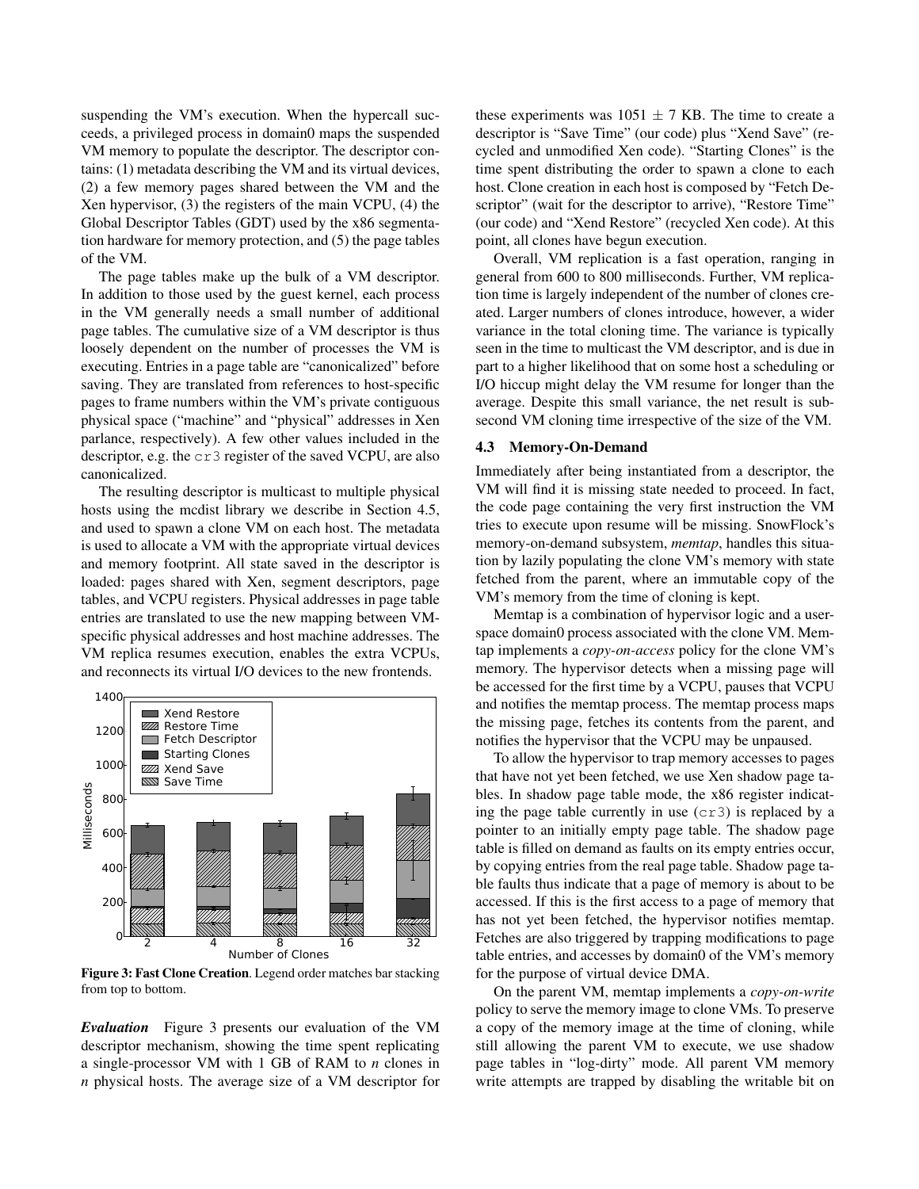suspending the VM's execution. When the hypercall succeeds, a privileged process in domain0 maps the suspended VM memory to populate the descriptor. The descriptor contains: (1) metadata describing the VM and its virtual devices, (2) a few memory pages shared between the VM and the Xen hypervisor, (3) the registers of the main VCPU, (4) the Global Descriptor Tables (GDT) used by the x86 segmentation hardware for memory protection, and (5) the page tables of the VM.

The page tables make up the bulk of a VM descriptor. In addition to those used by the guest kernel, each process in the VM generally needs a small number of additional page tables. The cumulative size of a VM descriptor is thus loosely dependent on the number of processes the VM is executing. Entries in a page table are "canonicalized" before saving. They are translated from references to host-specific pages to frame numbers within the VM's private contiguous physical space ("machine" and "physical" addresses in Xen parlance, respectively). A few other values included in the descriptor, e.g. the `cr3` register of the saved VCPU, are also canonicalized.

The resulting descriptor is multicast to multiple physical hosts using the mcdist library we describe in Section 4.5, and used to spawn a clone VM on each host. The metadata is used to allocate a VM with the appropriate virtual devices and memory footprint. All state saved in the descriptor is loaded: pages shared with Xen, segment descriptors, page tables, and VCPU registers. Physical addresses in page table entries are translated to use the new mapping between VM-specific physical addresses and host machine addresses. The VM replica resumes execution, enables the extra VCPUs, and reconnects its virtual I/O devices to the new frontends.

**Figure 3: Fast Clone Creation**. Legend order matches bar stacking from top to bottom.

***Evaluation*** Figure 3 presents our evaluation of the VM descriptor mechanism, showing the time spent replicating a single-processor VM with 1 GB of RAM to *n* clones in *n* physical hosts. The average size of a VM descriptor for these experiments was $1051 \pm 7$ KB. The time to create a descriptor is "Save Time" (our code) plus "Xend Save" (recycled and unmodified Xen code). "Starting Clones" is the time spent distributing the order to spawn a clone to each host. Clone creation in each host is composed by "Fetch Descriptor" (wait for the descriptor to arrive), "Restore Time" (our code) and "Xend Restore" (recycled Xen code). At this point, all clones have begun execution.

Overall, VM replication is a fast operation, ranging in general from 600 to 800 milliseconds. Further, VM replication time is largely independent of the number of clones created. Larger numbers of clones introduce, however, a wider variance in the total cloning time. The variance is typically seen in the time to multicast the VM descriptor, and is due in part to a higher likelihood that on some host a scheduling or I/O hiccup might delay the VM resume for longer than the average. Despite this small variance, the net result is sub-second VM cloning time irrespective of the size of the VM.

### 4.3 Memory-On-Demand

Immediately after being instantiated from a descriptor, the VM will find it is missing state needed to proceed. In fact, the code page containing the very first instruction the VM tries to execute upon resume will be missing. SnowFlock's memory-on-demand subsystem, *memtap*, handles this situation by lazily populating the clone VM's memory with state fetched from the parent, where an immutable copy of the VM's memory from the time of cloning is kept.

Memtap is a combination of hypervisor logic and a user-space domain0 process associated with the clone VM. Memtap implements a *copy-on-access* policy for the clone VM's memory. The hypervisor detects when a missing page will be accessed for the first time by a VCPU, pauses that VCPU and notifies the memtap process. The memtap process maps the missing page, fetches its contents from the parent, and notifies the hypervisor that the VCPU may be unpaused.

To allow the hypervisor to trap memory accesses to pages that have not yet been fetched, we use Xen shadow page tables. In shadow page table mode, the x86 register indicating the page table currently in use (`cr3`) is replaced by a pointer to an initially empty page table. The shadow page table is filled on demand as faults on its empty entries occur, by copying entries from the real page table. Shadow page table faults thus indicate that a page of memory is about to be accessed. If this is the first access to a page of memory that has not yet been fetched, the hypervisor notifies memtap. Fetches are also triggered by trapping modifications to page table entries, and accesses by domain0 of the VM's memory for the purpose of virtual device DMA.

On the parent VM, memtap implements a *copy-on-write* policy to serve the memory image to clone VMs. To preserve a copy of the memory image at the time of cloning, while still allowing the parent VM to execute, we use shadow page tables in "log-dirty" mode. All parent VM memory write attempts are trapped by disabling the writable bit on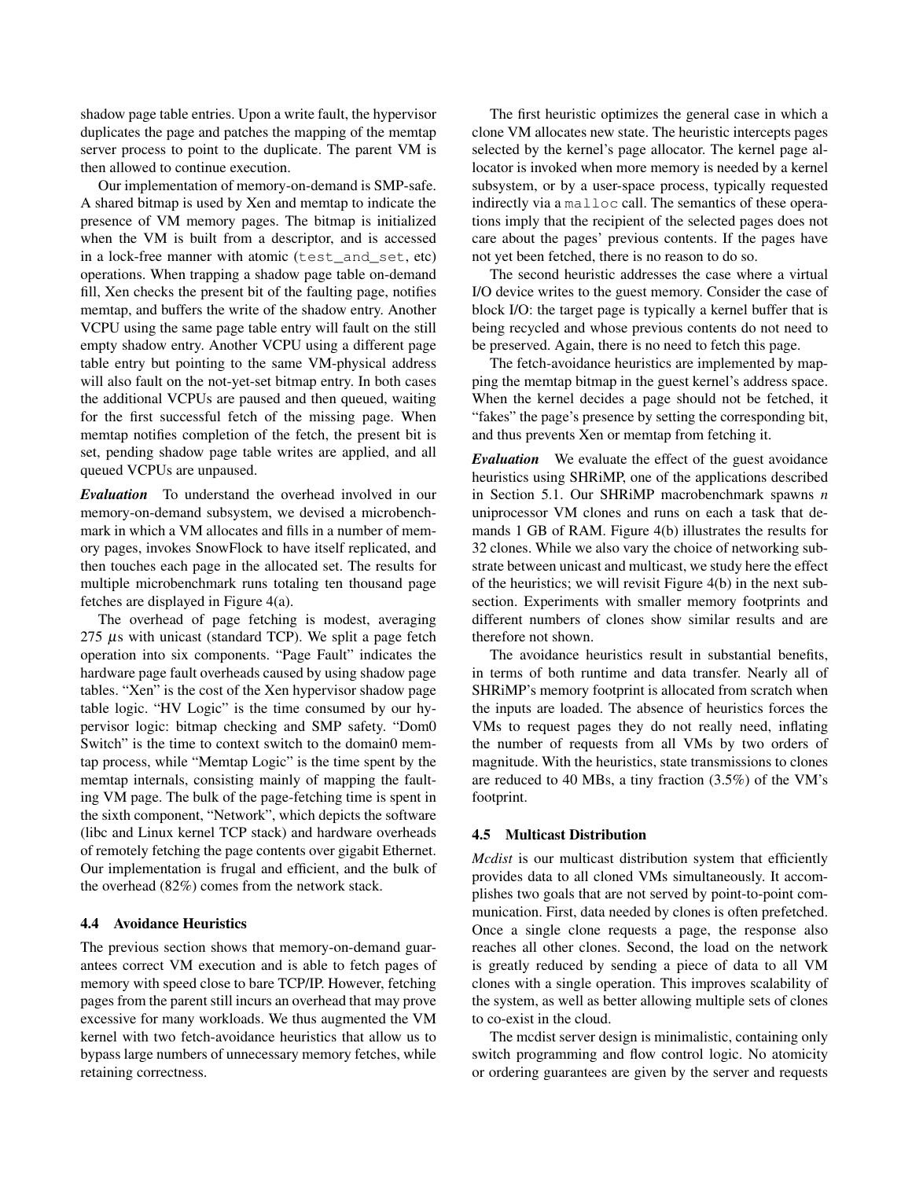shadow page table entries. Upon a write fault, the hypervisor duplicates the page and patches the mapping of the memtap server process to point to the duplicate. The parent VM is then allowed to continue execution.

Our implementation of memory-on-demand is SMP-safe. A shared bitmap is used by Xen and memtap to indicate the presence of VM memory pages. The bitmap is initialized when the VM is built from a descriptor, and is accessed in a lock-free manner with atomic (`test_and_set`, etc) operations. When trapping a shadow page table on-demand fill, Xen checks the present bit of the faulting page, notifies memtap, and buffers the write of the shadow entry. Another VCPU using the same page table entry will fault on the still empty shadow entry. Another VCPU using a different page table entry but pointing to the same VM-physical address will also fault on the not-yet-set bitmap entry. In both cases the additional VCPUs are paused and then queued, waiting for the first successful fetch of the missing page. When memtap notifies completion of the fetch, the present bit is set, pending shadow page table writes are applied, and all queued VCPUs are unpaused.

***Evaluation*** To understand the overhead involved in our memory-on-demand subsystem, we devised a microbenchmark in which a VM allocates and fills in a number of memory pages, invokes SnowFlock to have itself replicated, and then touches each page in the allocated set. The results for multiple microbenchmark runs totaling ten thousand page fetches are displayed in Figure 4(a).

The overhead of page fetching is modest, averaging 275 $\mu$s with unicast (standard TCP). We split a page fetch operation into six components. "Page Fault" indicates the hardware page fault overheads caused by using shadow page tables. "Xen" is the cost of the Xen hypervisor shadow page table logic. "HV Logic" is the time consumed by our hypervisor logic: bitmap checking and SMP safety. "Dom0 Switch" is the time to context switch to the domain0 memtap process, while "Memtap Logic" is the time spent by the memtap internals, consisting mainly of mapping the faulting VM page. The bulk of the page-fetching time is spent in the sixth component, "Network", which depicts the software (libc and Linux kernel TCP stack) and hardware overheads of remotely fetching the page contents over gigabit Ethernet. Our implementation is frugal and efficient, and the bulk of the overhead (82%) comes from the network stack.

### 4.4 Avoidance Heuristics

The previous section shows that memory-on-demand guarantees correct VM execution and is able to fetch pages of memory with speed close to bare TCP/IP. However, fetching pages from the parent still incurs an overhead that may prove excessive for many workloads. We thus augmented the VM kernel with two fetch-avoidance heuristics that allow us to bypass large numbers of unnecessary memory fetches, while retaining correctness.

The first heuristic optimizes the general case in which a clone VM allocates new state. The heuristic intercepts pages selected by the kernel's page allocator. The kernel page allocator is invoked when more memory is needed by a kernel subsystem, or by a user-space process, typically requested indirectly via a `malloc` call. The semantics of these operations imply that the recipient of the selected pages does not care about the pages' previous contents. If the pages have not yet been fetched, there is no reason to do so.

The second heuristic addresses the case where a virtual I/O device writes to the guest memory. Consider the case of block I/O: the target page is typically a kernel buffer that is being recycled and whose previous contents do not need to be preserved. Again, there is no need to fetch this page.

The fetch-avoidance heuristics are implemented by mapping the memtap bitmap in the guest kernel's address space. When the kernel decides a page should not be fetched, it "fakes" the page's presence by setting the corresponding bit, and thus prevents Xen or memtap from fetching it.

***Evaluation*** We evaluate the effect of the guest avoidance heuristics using SHRiMP, one of the applications described in Section 5.1. Our SHRiMP macrobenchmark spawns $n$ uniprocessor VM clones and runs on each a task that demands 1 GB of RAM. Figure 4(b) illustrates the results for 32 clones. While we also vary the choice of networking substrate between unicast and multicast, we study here the effect of the heuristics; we will revisit Figure 4(b) in the next subsection. Experiments with smaller memory footprints and different numbers of clones show similar results and are therefore not shown.

The avoidance heuristics result in substantial benefits, in terms of both runtime and data transfer. Nearly all of SHRiMP's memory footprint is allocated from scratch when the inputs are loaded. The absence of heuristics forces the VMs to request pages they do not really need, inflating the number of requests from all VMs by two orders of magnitude. With the heuristics, state transmissions to clones are reduced to 40 MBs, a tiny fraction (3.5%) of the VM's footprint.

### 4.5 Multicast Distribution

*Mcdist* is our multicast distribution system that efficiently provides data to all cloned VMs simultaneously. It accomplishes two goals that are not served by point-to-point communication. First, data needed by clones is often prefetched. Once a single clone requests a page, the response also reaches all other clones. Second, the load on the network is greatly reduced by sending a piece of data to all VM clones with a single operation. This improves scalability of the system, as well as better allowing multiple sets of clones to co-exist in the cloud.

The mcdist server design is minimalistic, containing only switch programming and flow control logic. No atomicity or ordering guarantees are given by the server and requests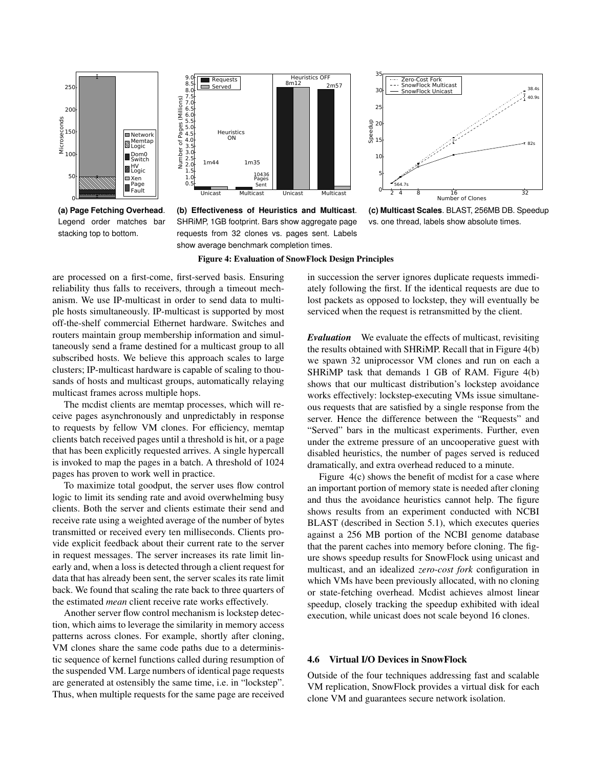(a) **Page Fetching Overhead**. Legend order matches bar stacking top to bottom.

(b) **Effectiveness of Heuristics and Multicast**. SHRiMP, 1GB footprint. Bars show aggregate page requests from 32 clones vs. pages sent. Labels show average benchmark completion times.

(c) **Multicast Scales**. BLAST, 256MB DB. Speedup vs. one thread, labels show absolute times.

**Figure 4: Evaluation of SnowFlock Design Principles**

are processed on a first-come, first-served basis. Ensuring reliability thus falls to receivers, through a timeout mechanism. We use IP-multicast in order to send data to multiple hosts simultaneously. IP-multicast is supported by most off-the-shelf commercial Ethernet hardware. Switches and routers maintain group membership information and simultaneously send a frame destined for a multicast group to all subscribed hosts. We believe this approach scales to large clusters; IP-multicast hardware is capable of scaling to thousands of hosts and multicast groups, automatically relaying multicast frames across multiple hops.

The mcdist clients are memtap processes, which will receive pages asynchronously and unpredictably in response to requests by fellow VM clones. For efficiency, memtap clients batch received pages until a threshold is hit, or a page that has been explicitly requested arrives. A single hypercall is invoked to map the pages in a batch. A threshold of 1024 pages has proven to work well in practice.

To maximize total goodput, the server uses flow control logic to limit its sending rate and avoid overwhelming busy clients. Both the server and clients estimate their send and receive rate using a weighted average of the number of bytes transmitted or received every ten milliseconds. Clients provide explicit feedback about their current rate to the server in request messages. The server increases its rate limit linearly and, when a loss is detected through a client request for data that has already been sent, the server scales its rate limit back. We found that scaling the rate back to three quarters of the estimated *mean* client receive rate works effectively.

Another server flow control mechanism is lockstep detection, which aims to leverage the similarity in memory access patterns across clones. For example, shortly after cloning, VM clones share the same code paths due to a deterministic sequence of kernel functions called during resumption of the suspended VM. Large numbers of identical page requests are generated at ostensibly the same time, i.e. in "lockstep". Thus, when multiple requests for the same page are received in succession the server ignores duplicate requests immediately following the first. If the identical requests are due to lost packets as opposed to lockstep, they will eventually be serviced when the request is retransmitted by the client.

***Evaluation*** We evaluate the effects of multicast, revisiting the results obtained with SHRiMP. Recall that in Figure 4(b) we spawn 32 uniprocessor VM clones and run on each a SHRiMP task that demands 1 GB of RAM. Figure 4(b) shows that our multicast distribution's lockstep avoidance works effectively: lockstep-executing VMs issue simultaneous requests that are satisfied by a single response from the server. Hence the difference between the "Requests" and "Served" bars in the multicast experiments. Further, even under the extreme pressure of an uncooperative guest with disabled heuristics, the number of pages served is reduced dramatically, and extra overhead reduced to a minute.

Figure 4(c) shows the benefit of mcdist for a case where an important portion of memory state is needed after cloning and thus the avoidance heuristics cannot help. The figure shows results from an experiment conducted with NCBI BLAST (described in Section 5.1), which executes queries against a 256 MB portion of the NCBI genome database that the parent caches into memory before cloning. The figure shows speedup results for SnowFlock using unicast and multicast, and an idealized *zero-cost fork* configuration in which VMs have been previously allocated, with no cloning or state-fetching overhead. Mcdist achieves almost linear speedup, closely tracking the speedup exhibited with ideal execution, while unicast does not scale beyond 16 clones.

### 4.6 Virtual I/O Devices in SnowFlock

Outside of the four techniques addressing fast and scalable VM replication, SnowFlock provides a virtual disk for each clone VM and guarantees secure network isolation.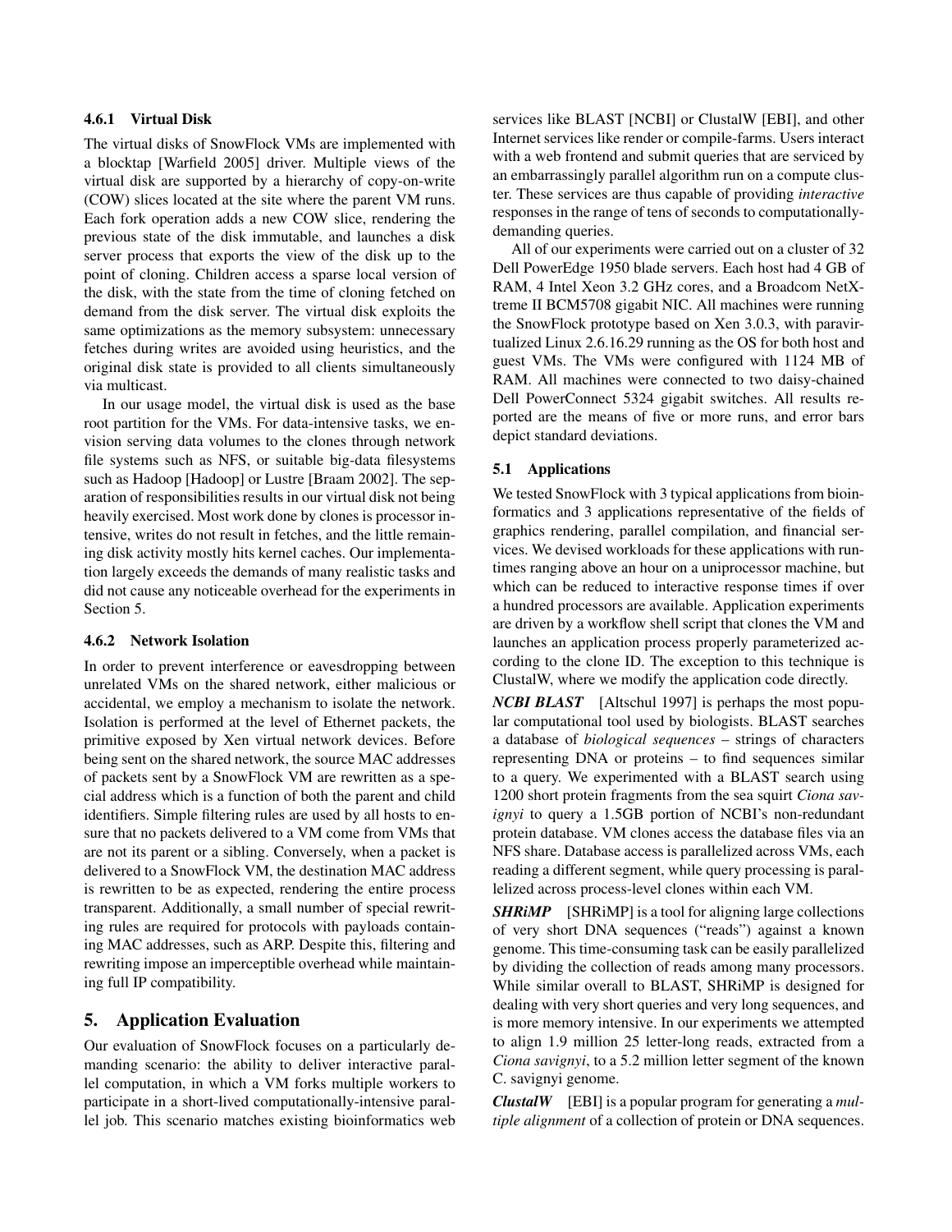#### 4.6.1 Virtual Disk

The virtual disks of SnowFlock VMs are implemented with a blocktap [Warfield 2005] driver. Multiple views of the virtual disk are supported by a hierarchy of copy-on-write (COW) slices located at the site where the parent VM runs. Each fork operation adds a new COW slice, rendering the previous state of the disk immutable, and launches a disk server process that exports the view of the disk up to the point of cloning. Children access a sparse local version of the disk, with the state from the time of cloning fetched on demand from the disk server. The virtual disk exploits the same optimizations as the memory subsystem: unnecessary fetches during writes are avoided using heuristics, and the original disk state is provided to all clients simultaneously via multicast.

In our usage model, the virtual disk is used as the base root partition for the VMs. For data-intensive tasks, we envision serving data volumes to the clones through network file systems such as NFS, or suitable big-data filesystems such as Hadoop [Hadoop] or Lustre [Braam 2002]. The separation of responsibilities results in our virtual disk not being heavily exercised. Most work done by clones is processor intensive, writes do not result in fetches, and the little remaining disk activity mostly hits kernel caches. Our implementation largely exceeds the demands of many realistic tasks and did not cause any noticeable overhead for the experiments in Section 5.

#### 4.6.2 Network Isolation

In order to prevent interference or eavesdropping between unrelated VMs on the shared network, either malicious or accidental, we employ a mechanism to isolate the network. Isolation is performed at the level of Ethernet packets, the primitive exposed by Xen virtual network devices. Before being sent on the shared network, the source MAC addresses of packets sent by a SnowFlock VM are rewritten as a special address which is a function of both the parent and child identifiers. Simple filtering rules are used by all hosts to ensure that no packets delivered to a VM come from VMs that are not its parent or a sibling. Conversely, when a packet is delivered to a SnowFlock VM, the destination MAC address is rewritten to be as expected, rendering the entire process transparent. Additionally, a small number of special rewriting rules are required for protocols with payloads containing MAC addresses, such as ARP. Despite this, filtering and rewriting impose an imperceptible overhead while maintaining full IP compatibility.

## 5. Application Evaluation

Our evaluation of SnowFlock focuses on a particularly demanding scenario: the ability to deliver interactive parallel computation, in which a VM forks multiple workers to participate in a short-lived computationally-intensive parallel job. This scenario matches existing bioinformatics web services like BLAST [NCBI] or ClustalW [EBI], and other Internet services like render or compile-farms. Users interact with a web frontend and submit queries that are serviced by an embarrassingly parallel algorithm run on a compute cluster. These services are thus capable of providing *interactive* responses in the range of tens of seconds to computationally-demanding queries.

All of our experiments were carried out on a cluster of 32 Dell PowerEdge 1950 blade servers. Each host had 4 GB of RAM, 4 Intel Xeon 3.2 GHz cores, and a Broadcom NetXtreme II BCM5708 gigabit NIC. All machines were running the SnowFlock prototype based on Xen 3.0.3, with paravirtualized Linux 2.6.16.29 running as the OS for both host and guest VMs. The VMs were configured with 1124 MB of RAM. All machines were connected to two daisy-chained Dell PowerConnect 5324 gigabit switches. All results reported are the means of five or more runs, and error bars depict standard deviations.

### 5.1 Applications

We tested SnowFlock with 3 typical applications from bioinformatics and 3 applications representative of the fields of graphics rendering, parallel compilation, and financial services. We devised workloads for these applications with runtimes ranging above an hour on a uniprocessor machine, but which can be reduced to interactive response times if over a hundred processors are available. Application experiments are driven by a workflow shell script that clones the VM and launches an application process properly parameterized according to the clone ID. The exception to this technique is ClustalW, where we modify the application code directly.

***NCBI BLAST*** [Altschul 1997] is perhaps the most popular computational tool used by biologists. BLAST searches a database of *biological sequences* – strings of characters representing DNA or proteins – to find sequences similar to a query. We experimented with a BLAST search using 1200 short protein fragments from the sea squirt *Ciona savignyi* to query a 1.5GB portion of NCBI's non-redundant protein database. VM clones access the database files via an NFS share. Database access is parallelized across VMs, each reading a different segment, while query processing is parallelized across process-level clones within each VM.

***SHRiMP*** [SHRiMP] is a tool for aligning large collections of very short DNA sequences ("reads") against a known genome. This time-consuming task can be easily parallelized by dividing the collection of reads among many processors. While similar overall to BLAST, SHRiMP is designed for dealing with very short queries and very long sequences, and is more memory intensive. In our experiments we attempted to align 1.9 million 25 letter-long reads, extracted from a *Ciona savignyi*, to a 5.2 million letter segment of the known C. savignyi genome.

***ClustalW*** [EBI] is a popular program for generating a *multiple alignment* of a collection of protein or DNA sequences.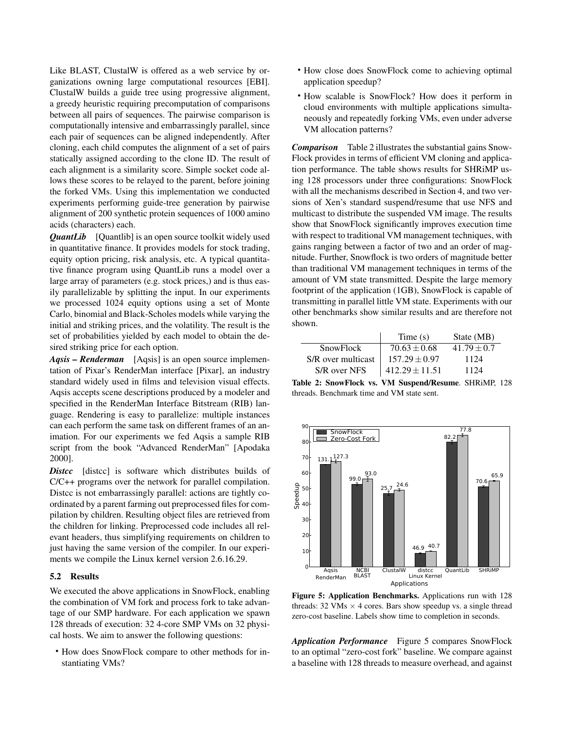Like BLAST, ClustalW is offered as a web service by organizations owning large computational resources [EBI]. ClustalW builds a guide tree using progressive alignment, a greedy heuristic requiring precomputation of comparisons between all pairs of sequences. The pairwise comparison is computationally intensive and embarrassingly parallel, since each pair of sequences can be aligned independently. After cloning, each child computes the alignment of a set of pairs statically assigned according to the clone ID. The result of each alignment is a similarity score. Simple socket code allows these scores to be relayed to the parent, before joining the forked VMs. Using this implementation we conducted experiments performing guide-tree generation by pairwise alignment of 200 synthetic protein sequences of 1000 amino acids (characters) each.

***QuantLib*** [Quantlib] is an open source toolkit widely used in quantitative finance. It provides models for stock trading, equity option pricing, risk analysis, etc. A typical quantitative finance program using QuantLib runs a model over a large array of parameters (e.g. stock prices,) and is thus easily parallelizable by splitting the input. In our experiments we processed 1024 equity options using a set of Monte Carlo, binomial and Black-Scholes models while varying the initial and striking prices, and the volatility. The result is the set of probabilities yielded by each model to obtain the desired striking price for each option.

***Aqsis – Renderman*** [Aqsis] is an open source implementation of Pixar's RenderMan interface [Pixar], an industry standard widely used in films and television visual effects. Aqsis accepts scene descriptions produced by a modeler and specified in the RenderMan Interface Bitstream (RIB) language. Rendering is easy to parallelize: multiple instances can each perform the same task on different frames of an animation. For our experiments we fed Aqsis a sample RIB script from the book "Advanced RenderMan" [Apodaka 2000].

***Distcc*** [distcc] is software which distributes builds of C/C++ programs over the network for parallel compilation. Distcc is not embarrassingly parallel: actions are tightly coordinated by a parent farming out preprocessed files for compilation by children. Resulting object files are retrieved from the children for linking. Preprocessed code includes all relevant headers, thus simplifying requirements on children to just having the same version of the compiler. In our experiments we compile the Linux kernel version 2.6.16.29.

### 5.2 Results

We executed the above applications in SnowFlock, enabling the combination of VM fork and process fork to take advantage of our SMP hardware. For each application we spawn 128 threads of execution: 32 4-core SMP VMs on 32 physical hosts. We aim to answer the following questions:

- How does SnowFlock compare to other methods for instantiating VMs?
- How close does SnowFlock come to achieving optimal application speedup?
- How scalable is SnowFlock? How does it perform in cloud environments with multiple applications simultaneously and repeatedly forking VMs, even under adverse VM allocation patterns?

***Comparison*** Table 2 illustrates the substantial gains SnowFlock provides in terms of efficient VM cloning and application performance. The table shows results for SHRiMP using 128 processors under three configurations: SnowFlock with all the mechanisms described in Section 4, and two versions of Xen's standard suspend/resume that use NFS and multicast to distribute the suspended VM image. The results show that SnowFlock significantly improves execution time with respect to traditional VM management techniques, with gains ranging between a factor of two and an order of magnitude. Further, Snowflock is two orders of magnitude better than traditional VM management techniques in terms of the amount of VM state transmitted. Despite the large memory footprint of the application (1GB), SnowFlock is capable of transmitting in parallel little VM state. Experiments with our other benchmarks show similar results and are therefore not shown.

| | Time (s) | State (MB) |
|---|---|---|
| SnowFlock | $70.63 \pm 0.68$ | $41.79 \pm 0.7$ |
| S/R over multicast | $157.29 \pm 0.97$ | 1124 |
| S/R over NFS | $412.29 \pm 11.51$ | 1124 |

**Table 2: SnowFlock vs. VM Suspend/Resume**. SHRiMP, 128 threads. Benchmark time and VM state sent.

| Applications | SnowFlock (time, s) | Zero-Cost Fork (time, s) |
|---|---|---|
| Aqsis RenderMan | 131.1 | 127.3 |
| NCBI BLAST | 99.0 | 93.0 |
| ClustalW | 25.7 | 24.6 |
| distcc Linux Kernel | 46.9 | 40.7 |
| QuantLib | 82.2 | 77.8 |
| SHRiMP | 70.6 | 65.9 |

**Figure 5: Application Benchmarks.** Applications run with 128 threads: 32 VMs $\times$ 4 cores. Bars show speedup vs. a single thread zero-cost baseline. Labels show time to completion in seconds.

***Application Performance*** Figure 5 compares SnowFlock to an optimal "zero-cost fork" baseline. We compare against a baseline with 128 threads to measure overhead, and against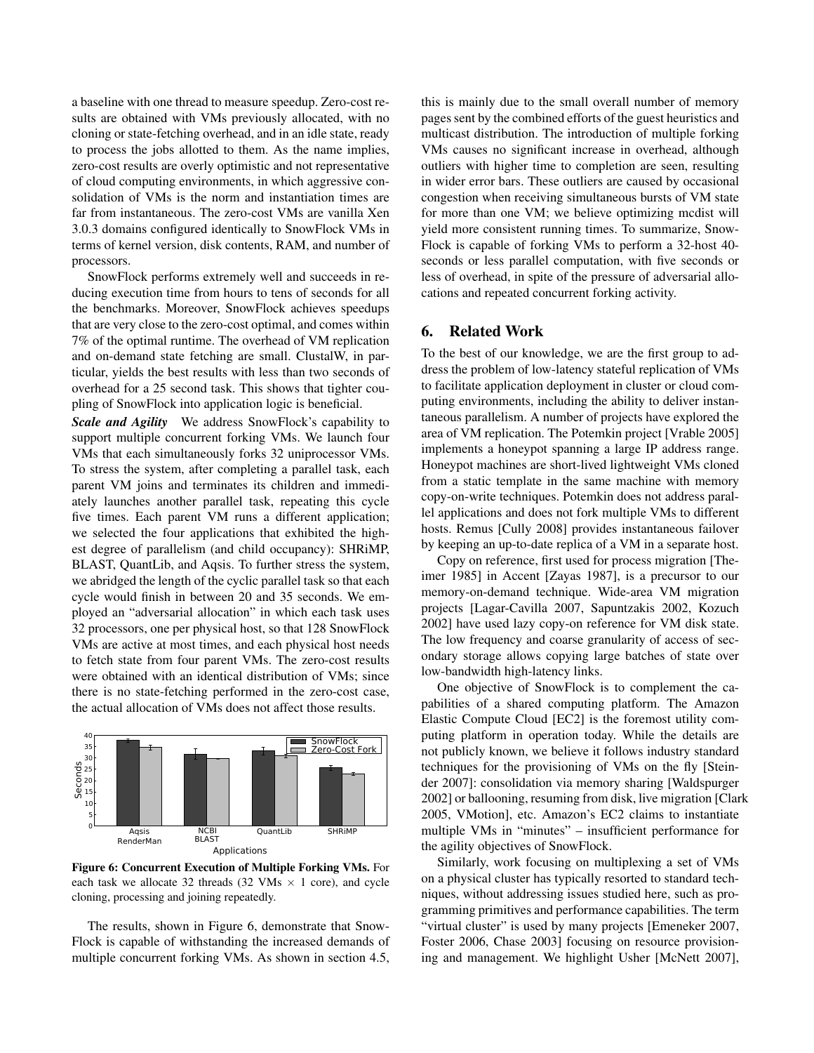a baseline with one thread to measure speedup. Zero-cost results are obtained with VMs previously allocated, with no cloning or state-fetching overhead, and in an idle state, ready to process the jobs allotted to them. As the name implies, zero-cost results are overly optimistic and not representative of cloud computing environments, in which aggressive consolidation of VMs is the norm and instantiation times are far from instantaneous. The zero-cost VMs are vanilla Xen 3.0.3 domains configured identically to SnowFlock VMs in terms of kernel version, disk contents, RAM, and number of processors.

SnowFlock performs extremely well and succeeds in reducing execution time from hours to tens of seconds for all the benchmarks. Moreover, SnowFlock achieves speedups that are very close to the zero-cost optimal, and comes within 7% of the optimal runtime. The overhead of VM replication and on-demand state fetching are small. ClustalW, in particular, yields the best results with less than two seconds of overhead for a 25 second task. This shows that tighter coupling of SnowFlock into application logic is beneficial.

***Scale and Agility*** We address SnowFlock's capability to support multiple concurrent forking VMs. We launch four VMs that each simultaneously forks 32 uniprocessor VMs. To stress the system, after completing a parallel task, each parent VM joins and terminates its children and immediately launches another parallel task, repeating this cycle five times. Each parent VM runs a different application; we selected the four applications that exhibited the highest degree of parallelism (and child occupancy): SHRiMP, BLAST, QuantLib, and Aqsis. To further stress the system, we abridged the length of the cyclic parallel task so that each cycle would finish in between 20 and 35 seconds. We employed an "adversarial allocation" in which each task uses 32 processors, one per physical host, so that 128 SnowFlock VMs are active at most times, and each physical host needs to fetch state from four parent VMs. The zero-cost results were obtained with an identical distribution of VMs; since there is no state-fetching performed in the zero-cost case, the actual allocation of VMs does not affect those results.

**Figure 6: Concurrent Execution of Multiple Forking VMs.** For each task we allocate 32 threads (32 VMs $\times$ 1 core), and cycle cloning, processing and joining repeatedly.

The results, shown in Figure 6, demonstrate that SnowFlock is capable of withstanding the increased demands of multiple concurrent forking VMs. As shown in section 4.5, this is mainly due to the small overall number of memory pages sent by the combined efforts of the guest heuristics and multicast distribution. The introduction of multiple forking VMs causes no significant increase in overhead, although outliers with higher time to completion are seen, resulting in wider error bars. These outliers are caused by occasional congestion when receiving simultaneous bursts of VM state for more than one VM; we believe optimizing mcdist will yield more consistent running times. To summarize, SnowFlock is capable of forking VMs to perform a 32-host 40-seconds or less parallel computation, with five seconds or less of overhead, in spite of the pressure of adversarial allocations and repeated concurrent forking activity.

## 6. Related Work

To the best of our knowledge, we are the first group to address the problem of low-latency stateful replication of VMs to facilitate application deployment in cluster or cloud computing environments, including the ability to deliver instantaneous parallelism. A number of projects have explored the area of VM replication. The Potemkin project [Vrable 2005] implements a honeypot spanning a large IP address range. Honeypot machines are short-lived lightweight VMs cloned from a static template in the same machine with memory copy-on-write techniques. Potemkin does not address parallel applications and does not fork multiple VMs to different hosts. Remus [Cully 2008] provides instantaneous failover by keeping an up-to-date replica of a VM in a separate host.

Copy on reference, first used for process migration [Theimer 1985] in Accent [Zayas 1987], is a precursor to our memory-on-demand technique. Wide-area VM migration projects [Lagar-Cavilla 2007, Sapuntzakis 2002, Kozuch 2002] have used lazy copy-on reference for VM disk state. The low frequency and coarse granularity of access of secondary storage allows copying large batches of state over low-bandwidth high-latency links.

One objective of SnowFlock is to complement the capabilities of a shared computing platform. The Amazon Elastic Compute Cloud [EC2] is the foremost utility computing platform in operation today. While the details are not publicly known, we believe it follows industry standard techniques for the provisioning of VMs on the fly [Steinder 2007]: consolidation via memory sharing [Waldspurger 2002] or ballooning, resuming from disk, live migration [Clark 2005, VMotion], etc. Amazon's EC2 claims to instantiate multiple VMs in "minutes" – insufficient performance for the agility objectives of SnowFlock.

Similarly, work focusing on multiplexing a set of VMs on a physical cluster has typically resorted to standard techniques, without addressing issues studied here, such as programming primitives and performance capabilities. The term "virtual cluster" is used by many projects [Emeneker 2007, Foster 2006, Chase 2003] focusing on resource provisioning and management. We highlight Usher [McNett 2007],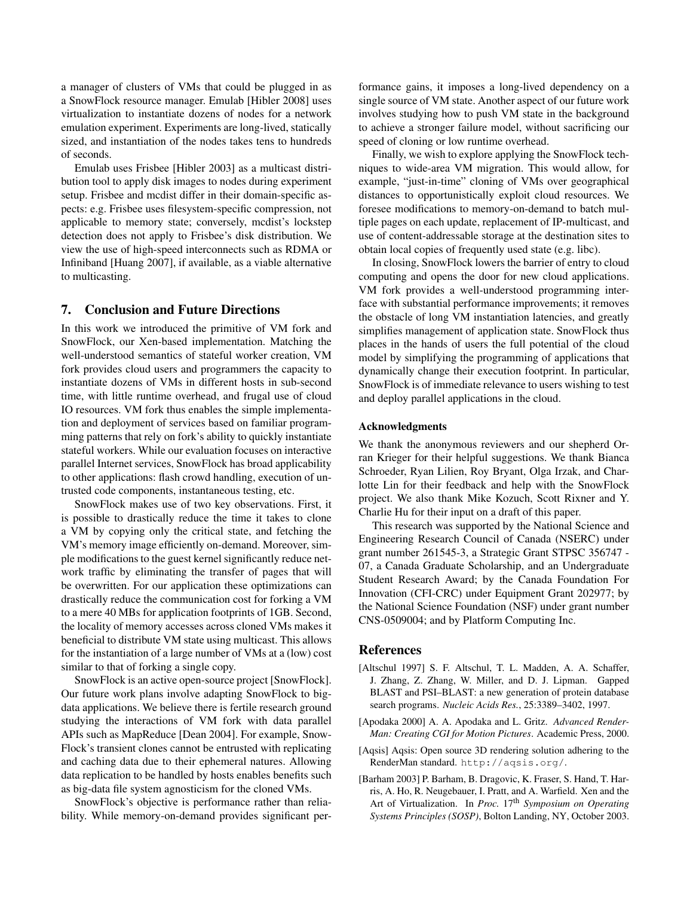a manager of clusters of VMs that could be plugged in as a SnowFlock resource manager. Emulab [Hibler 2008] uses virtualization to instantiate dozens of nodes for a network emulation experiment. Experiments are long-lived, statically sized, and instantiation of the nodes takes tens to hundreds of seconds.

Emulab uses Frisbee [Hibler 2003] as a multicast distribution tool to apply disk images to nodes during experiment setup. Frisbee and mcdist differ in their domain-specific aspects: e.g. Frisbee uses filesystem-specific compression, not applicable to memory state; conversely, mcdist's lockstep detection does not apply to Frisbee's disk distribution. We view the use of high-speed interconnects such as RDMA or Infiniband [Huang 2007], if available, as a viable alternative to multicasting.

## 7. Conclusion and Future Directions

In this work we introduced the primitive of VM fork and SnowFlock, our Xen-based implementation. Matching the well-understood semantics of stateful worker creation, VM fork provides cloud users and programmers the capacity to instantiate dozens of VMs in different hosts in sub-second time, with little runtime overhead, and frugal use of cloud IO resources. VM fork thus enables the simple implementation and deployment of services based on familiar programming patterns that rely on fork's ability to quickly instantiate stateful workers. While our evaluation focuses on interactive parallel Internet services, SnowFlock has broad applicability to other applications: flash crowd handling, execution of untrusted code components, instantaneous testing, etc.

SnowFlock makes use of two key observations. First, it is possible to drastically reduce the time it takes to clone a VM by copying only the critical state, and fetching the VM's memory image efficiently on-demand. Moreover, simple modifications to the guest kernel significantly reduce network traffic by eliminating the transfer of pages that will be overwritten. For our application these optimizations can drastically reduce the communication cost for forking a VM to a mere 40 MBs for application footprints of 1GB. Second, the locality of memory accesses across cloned VMs makes it beneficial to distribute VM state using multicast. This allows for the instantiation of a large number of VMs at a (low) cost similar to that of forking a single copy.

SnowFlock is an active open-source project [SnowFlock]. Our future work plans involve adapting SnowFlock to big-data applications. We believe there is fertile research ground studying the interactions of VM fork with data parallel APIs such as MapReduce [Dean 2004]. For example, SnowFlock's transient clones cannot be entrusted with replicating and caching data due to their ephemeral natures. Allowing data replication to be handled by hosts enables benefits such as big-data file system agnosticism for the cloned VMs.

SnowFlock's objective is performance rather than reliability. While memory-on-demand provides significant performance gains, it imposes a long-lived dependency on a single source of VM state. Another aspect of our future work involves studying how to push VM state in the background to achieve a stronger failure model, without sacrificing our speed of cloning or low runtime overhead.

Finally, we wish to explore applying the SnowFlock techniques to wide-area VM migration. This would allow, for example, "just-in-time" cloning of VMs over geographical distances to opportunistically exploit cloud resources. We foresee modifications to memory-on-demand to batch multiple pages on each update, replacement of IP-multicast, and use of content-addressable storage at the destination sites to obtain local copies of frequently used state (e.g. libc).

In closing, SnowFlock lowers the barrier of entry to cloud computing and opens the door for new cloud applications. VM fork provides a well-understood programming interface with substantial performance improvements; it removes the obstacle of long VM instantiation latencies, and greatly simplifies management of application state. SnowFlock thus places in the hands of users the full potential of the cloud model by simplifying the programming of applications that dynamically change their execution footprint. In particular, SnowFlock is of immediate relevance to users wishing to test and deploy parallel applications in the cloud.

#### Acknowledgments

We thank the anonymous reviewers and our shepherd Orran Krieger for their helpful suggestions. We thank Bianca Schroeder, Ryan Lilien, Roy Bryant, Olga Irzak, and Charlotte Lin for their feedback and help with the SnowFlock project. We also thank Mike Kozuch, Scott Rixner and Y. Charlie Hu for their input on a draft of this paper.

This research was supported by the National Science and Engineering Research Council of Canada (NSERC) under grant number 261545-3, a Strategic Grant STPSC 356747 - 07, a Canada Graduate Scholarship, and an Undergraduate Student Research Award; by the Canada Foundation For Innovation (CFI-CRC) under Equipment Grant 202977; by the National Science Foundation (NSF) under grant number CNS-0509004; and by Platform Computing Inc.

## References

[Altschul 1997] S. F. Altschul, T. L. Madden, A. A. Schaffer, J. Zhang, Z. Zhang, W. Miller, and D. J. Lipman. Gapped BLAST and PSI–BLAST: a new generation of protein database search programs. *Nucleic Acids Res.*, 25:3389–3402, 1997.

[Apodaka 2000] A. A. Apodaka and L. Gritz. *Advanced RenderMan: Creating CGI for Motion Pictures*. Academic Press, 2000.

[Aqsis] Aqsis: Open source 3D rendering solution adhering to the RenderMan standard. `http://aqsis.org/`.

[Barham 2003] P. Barham, B. Dragovic, K. Fraser, S. Hand, T. Harris, A. Ho, R. Neugebauer, I. Pratt, and A. Warfield. Xen and the Art of Virtualization. In *Proc.* 17th *Symposium on Operating Systems Principles (SOSP)*, Bolton Landing, NY, October 2003.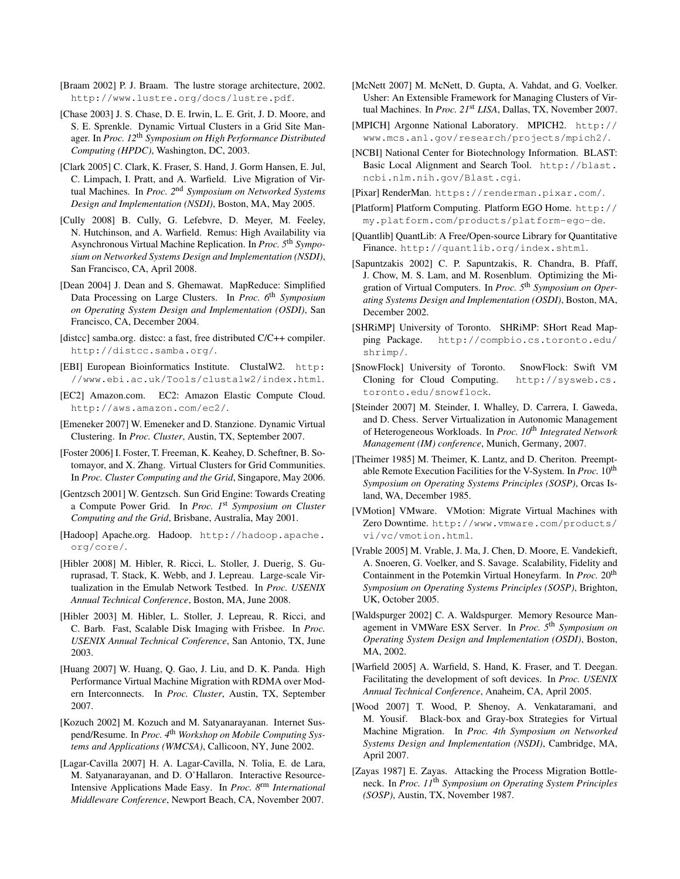[Braam 2002] P. J. Braam. The lustre storage architecture, 2002. http://www.lustre.org/docs/lustre.pdf.

[Chase 2003] J. S. Chase, D. E. Irwin, L. E. Grit, J. D. Moore, and S. E. Sprenkle. Dynamic Virtual Clusters in a Grid Site Manager. In *Proc. 12th Symposium on High Performance Distributed Computing (HPDC)*, Washington, DC, 2003.

[Clark 2005] C. Clark, K. Fraser, S. Hand, J. Gorm Hansen, E. Jul, C. Limpach, I. Pratt, and A. Warfield. Live Migration of Virtual Machines. In *Proc. 2nd Symposium on Networked Systems Design and Implementation (NSDI)*, Boston, MA, May 2005.

[Cully 2008] B. Cully, G. Lefebvre, D. Meyer, M. Feeley, N. Hutchinson, and A. Warfield. Remus: High Availability via Asynchronous Virtual Machine Replication. In *Proc. 5th Symposium on Networked Systems Design and Implementation (NSDI)*, San Francisco, CA, April 2008.

[Dean 2004] J. Dean and S. Ghemawat. MapReduce: Simplified Data Processing on Large Clusters. In *Proc. 6th Symposium on Operating System Design and Implementation (OSDI)*, San Francisco, CA, December 2004.

[distcc] samba.org. distcc: a fast, free distributed C/C++ compiler. http://distcc.samba.org/.

[EBI] European Bioinformatics Institute. ClustalW2. http://www.ebi.ac.uk/Tools/clustalw2/index.html.

[EC2] Amazon.com. EC2: Amazon Elastic Compute Cloud. http://aws.amazon.com/ec2/.

[Emeneker 2007] W. Emeneker and D. Stanzione. Dynamic Virtual Clustering. In *Proc. Cluster*, Austin, TX, September 2007.

[Foster 2006] I. Foster, T. Freeman, K. Keahey, D. Scheftner, B. Sotomayor, and X. Zhang. Virtual Clusters for Grid Communities. In *Proc. Cluster Computing and the Grid*, Singapore, May 2006.

[Gentzsch 2001] W. Gentzsch. Sun Grid Engine: Towards Creating a Compute Power Grid. In *Proc. 1st Symposium on Cluster Computing and the Grid*, Brisbane, Australia, May 2001.

[Hadoop] Apache.org. Hadoop. http://hadoop.apache.org/core/.

[Hibler 2008] M. Hibler, R. Ricci, L. Stoller, J. Duerig, S. Guruprasad, T. Stack, K. Webb, and J. Lepreau. Large-scale Virtualization in the Emulab Network Testbed. In *Proc. USENIX Annual Technical Conference*, Boston, MA, June 2008.

[Hibler 2003] M. Hibler, L. Stoller, J. Lepreau, R. Ricci, and C. Barb. Fast, Scalable Disk Imaging with Frisbee. In *Proc. USENIX Annual Technical Conference*, San Antonio, TX, June 2003.

[Huang 2007] W. Huang, Q. Gao, J. Liu, and D. K. Panda. High Performance Virtual Machine Migration with RDMA over Modern Interconnects. In *Proc. Cluster*, Austin, TX, September 2007.

[Kozuch 2002] M. Kozuch and M. Satyanarayanan. Internet Suspend/Resume. In *Proc. 4th Workshop on Mobile Computing Systems and Applications (WMCSA)*, Callicoon, NY, June 2002.

[Lagar-Cavilla 2007] H. A. Lagar-Cavilla, N. Tolia, E. de Lara, M. Satyanarayanan, and D. O'Hallaron. Interactive Resource-Intensive Applications Made Easy. In *Proc. 8rm International Middleware Conference*, Newport Beach, CA, November 2007.

[McNett 2007] M. McNett, D. Gupta, A. Vahdat, and G. Voelker. Usher: An Extensible Framework for Managing Clusters of Virtual Machines. In *Proc. 21st LISA*, Dallas, TX, November 2007.

[MPICH] Argonne National Laboratory. MPICH2. http://www.mcs.anl.gov/research/projects/mpich2/.

[NCBI] National Center for Biotechnology Information. BLAST: Basic Local Alignment and Search Tool. http://blast.ncbi.nlm.nih.gov/Blast.cgi.

[Pixar] RenderMan. https://renderman.pixar.com/.

[Platform] Platform Computing. Platform EGO Home. http://my.platform.com/products/platform-ego-de.

[Quantlib] QuantLib: A Free/Open-source Library for Quantitative Finance. http://quantlib.org/index.shtml.

[Sapuntzakis 2002] C. P. Sapuntzakis, R. Chandra, B. Pfaff, J. Chow, M. S. Lam, and M. Rosenblum. Optimizing the Migration of Virtual Computers. In *Proc. 5th Symposium on Operating Systems Design and Implementation (OSDI)*, Boston, MA, December 2002.

[SHRiMP] University of Toronto. SHRiMP: SHort Read Mapping Package. http://compbio.cs.toronto.edu/shrimp/.

[SnowFlock] University of Toronto. SnowFlock: Swift VM Cloning for Cloud Computing. http://sysweb.cs.toronto.edu/snowflock.

[Steinder 2007] M. Steinder, I. Whalley, D. Carrera, I. Gaweda, and D. Chess. Server Virtualization in Autonomic Management of Heterogeneous Workloads. In *Proc. 10th Integrated Network Management (IM) conference*, Munich, Germany, 2007.

[Theimer 1985] M. Theimer, K. Lantz, and D. Cheriton. Preemptable Remote Execution Facilities for the V-System. In *Proc. 10th Symposium on Operating Systems Principles (SOSP)*, Orcas Island, WA, December 1985.

[VMotion] VMware. VMotion: Migrate Virtual Machines with Zero Downtime. http://www.vmware.com/products/vi/vc/vmotion.html.

[Vrable 2005] M. Vrable, J. Ma, J. Chen, D. Moore, E. Vandekieft, A. Snoeren, G. Voelker, and S. Savage. Scalability, Fidelity and Containment in the Potemkin Virtual Honeyfarm. In *Proc. 20th Symposium on Operating Systems Principles (SOSP)*, Brighton, UK, October 2005.

[Waldspurger 2002] C. A. Waldspurger. Memory Resource Management in VMWare ESX Server. In *Proc. 5th Symposium on Operating System Design and Implementation (OSDI)*, Boston, MA, 2002.

[Warfield 2005] A. Warfield, S. Hand, K. Fraser, and T. Deegan. Facilitating the development of soft devices. In *Proc. USENIX Annual Technical Conference*, Anaheim, CA, April 2005.

[Wood 2007] T. Wood, P. Shenoy, A. Venkataramani, and M. Yousif. Black-box and Gray-box Strategies for Virtual Machine Migration. In *Proc. 4th Symposium on Networked Systems Design and Implementation (NSDI)*, Cambridge, MA, April 2007.

[Zayas 1987] E. Zayas. Attacking the Process Migration Bottleneck. In *Proc. 11th Symposium on Operating System Principles (SOSP)*, Austin, TX, November 1987.